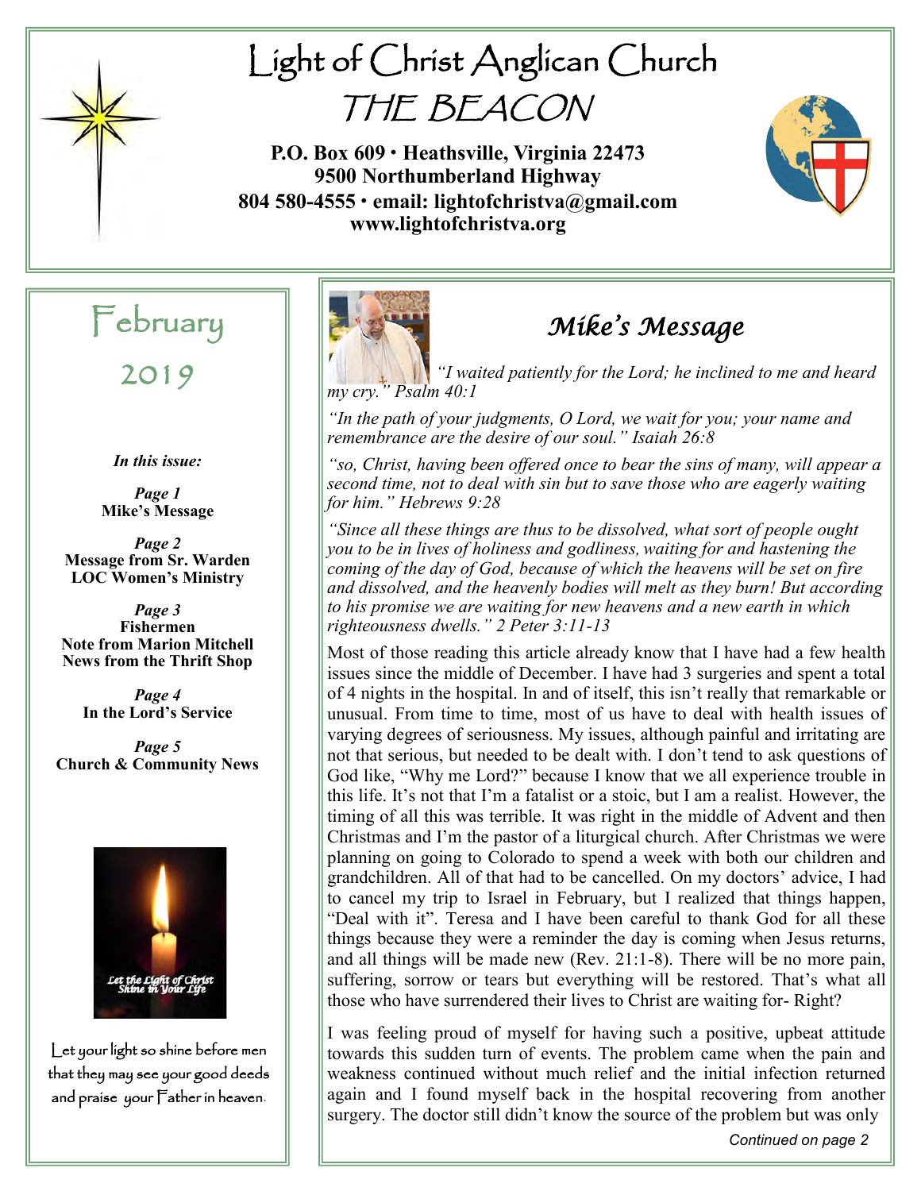# Light of Christ Anglican Church

# THE BEACON

**P.O. Box 609 · Heathsville, Virginia 22473**
**9500 Northumberland Highway**
**804 580-4555 · email: lightofchristva@gmail.com**
**www.lightofchristva.org**

## February 2019

*In this issue:*

*Page 1*
**Mike's Message**

*Page 2*
**Message from Sr. Warden**
**LOC Women's Ministry**

*Page 3*
**Fishermen**
**Note from Marion Mitchell**
**News from the Thrift Shop**

*Page 4*
**In the Lord's Service**

*Page 5*
**Church & Community News**

Let the Light of Christ Shine in Your Life

Let your light so shine before men that they may see your good deeds and praise your Father in heaven.

## *Mike's Message*

*"I waited patiently for the Lord; he inclined to me and heard my cry." Psalm 40:1*

*"In the path of your judgments, O Lord, we wait for you; your name and remembrance are the desire of our soul." Isaiah 26:8*

*"so, Christ, having been offered once to bear the sins of many, will appear a second time, not to deal with sin but to save those who are eagerly waiting for him." Hebrews 9:28*

*"Since all these things are thus to be dissolved, what sort of people ought you to be in lives of holiness and godliness, waiting for and hastening the coming of the day of God, because of which the heavens will be set on fire and dissolved, and the heavenly bodies will melt as they burn! But according to his promise we are waiting for new heavens and a new earth in which righteousness dwells." 2 Peter 3:11-13*

Most of those reading this article already know that I have had a few health issues since the middle of December. I have had 3 surgeries and spent a total of 4 nights in the hospital. In and of itself, this isn't really that remarkable or unusual. From time to time, most of us have to deal with health issues of varying degrees of seriousness. My issues, although painful and irritating are not that serious, but needed to be dealt with. I don't tend to ask questions of God like, "Why me Lord?" because I know that we all experience trouble in this life. It's not that I'm a fatalist or a stoic, but I am a realist. However, the timing of all this was terrible. It was right in the middle of Advent and then Christmas and I'm the pastor of a liturgical church. After Christmas we were planning on going to Colorado to spend a week with both our children and grandchildren. All of that had to be cancelled. On my doctors' advice, I had to cancel my trip to Israel in February, but I realized that things happen, "Deal with it". Teresa and I have been careful to thank God for all these things because they were a reminder the day is coming when Jesus returns, and all things will be made new (Rev. 21:1-8). There will be no more pain, suffering, sorrow or tears but everything will be restored. That's what all those who have surrendered their lives to Christ are waiting for- Right?

I was feeling proud of myself for having such a positive, upbeat attitude towards this sudden turn of events. The problem came when the pain and weakness continued without much relief and the initial infection returned again and I found myself back in the hospital recovering from another surgery. The doctor still didn't know the source of the problem but was only

*Continued on page 2*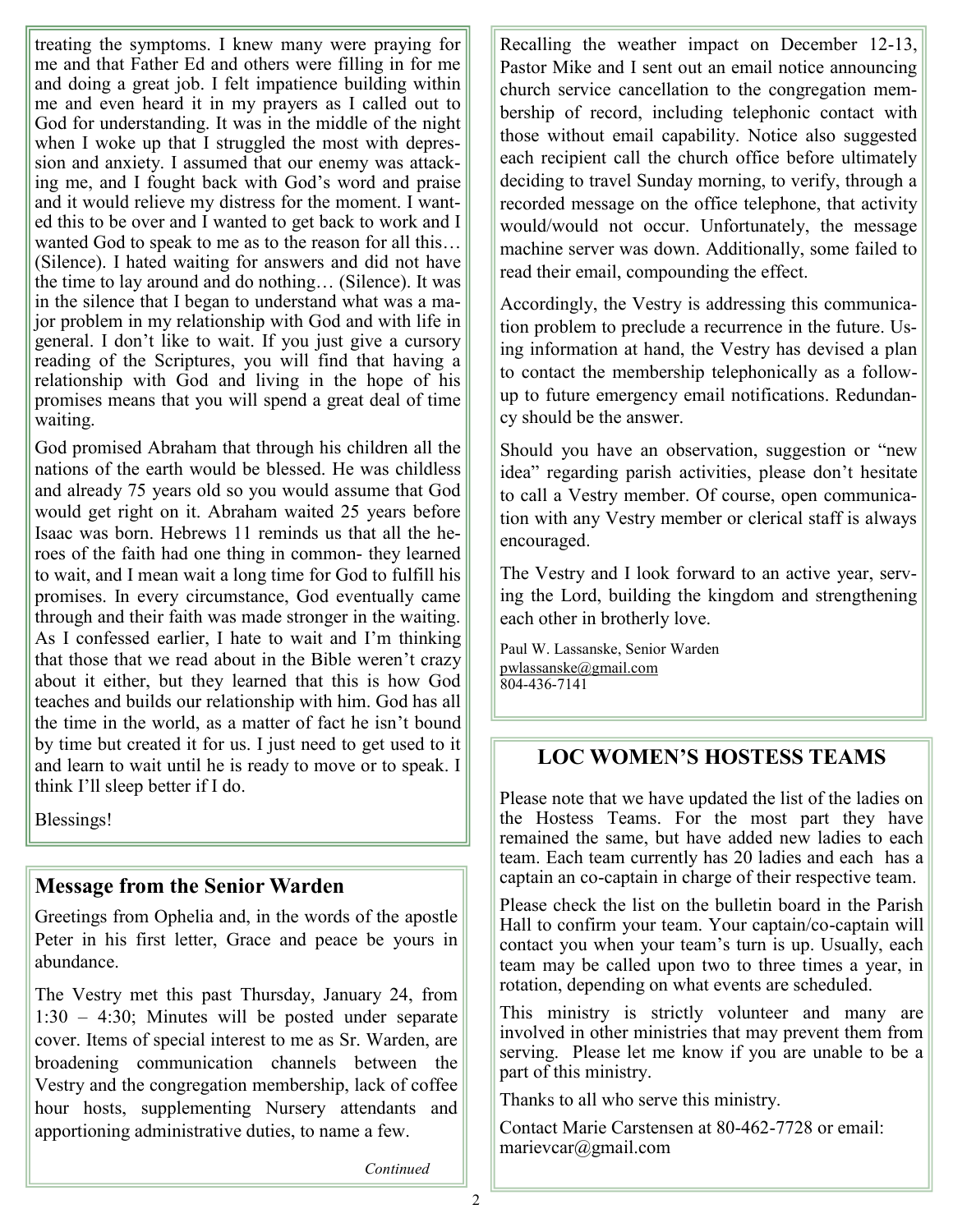treating the symptoms. I knew many were praying for me and that Father Ed and others were filling in for me and doing a great job. I felt impatience building within me and even heard it in my prayers as I called out to God for understanding. It was in the middle of the night when I woke up that I struggled the most with depression and anxiety. I assumed that our enemy was attacking me, and I fought back with God's word and praise and it would relieve my distress for the moment. I wanted this to be over and I wanted to get back to work and I wanted God to speak to me as to the reason for all this… (Silence). I hated waiting for answers and did not have the time to lay around and do nothing… (Silence). It was in the silence that I began to understand what was a major problem in my relationship with God and with life in general. I don't like to wait. If you just give a cursory reading of the Scriptures, you will find that having a relationship with God and living in the hope of his promises means that you will spend a great deal of time waiting.

God promised Abraham that through his children all the nations of the earth would be blessed. He was childless and already 75 years old so you would assume that God would get right on it. Abraham waited 25 years before Isaac was born. Hebrews 11 reminds us that all the heroes of the faith had one thing in common- they learned to wait, and I mean wait a long time for God to fulfill his promises. In every circumstance, God eventually came through and their faith was made stronger in the waiting. As I confessed earlier, I hate to wait and I'm thinking that those that we read about in the Bible weren't crazy about it either, but they learned that this is how God teaches and builds our relationship with him. God has all the time in the world, as a matter of fact he isn't bound by time but created it for us. I just need to get used to it and learn to wait until he is ready to move or to speak. I think I'll sleep better if I do.

Blessings!

## Message from the Senior Warden

Greetings from Ophelia and, in the words of the apostle Peter in his first letter, Grace and peace be yours in abundance.

The Vestry met this past Thursday, January 24, from 1:30 – 4:30; Minutes will be posted under separate cover. Items of special interest to me as Sr. Warden, are broadening communication channels between the Vestry and the congregation membership, lack of coffee hour hosts, supplementing Nursery attendants and apportioning administrative duties, to name a few.

*Continued*

Recalling the weather impact on December 12-13, Pastor Mike and I sent out an email notice announcing church service cancellation to the congregation membership of record, including telephonic contact with those without email capability. Notice also suggested each recipient call the church office before ultimately deciding to travel Sunday morning, to verify, through a recorded message on the office telephone, that activity would/would not occur. Unfortunately, the message machine server was down. Additionally, some failed to read their email, compounding the effect.

Accordingly, the Vestry is addressing this communication problem to preclude a recurrence in the future. Using information at hand, the Vestry has devised a plan to contact the membership telephonically as a follow-up to future emergency email notifications. Redundancy should be the answer.

Should you have an observation, suggestion or "new idea" regarding parish activities, please don't hesitate to call a Vestry member. Of course, open communication with any Vestry member or clerical staff is always encouraged.

The Vestry and I look forward to an active year, serving the Lord, building the kingdom and strengthening each other in brotherly love.

Paul W. Lassanske, Senior Warden
pwlassanske@gmail.com
804-436-7141

## LOC WOMEN'S HOSTESS TEAMS

Please note that we have updated the list of the ladies on the Hostess Teams. For the most part they have remained the same, but have added new ladies to each team. Each team currently has 20 ladies and each has a captain an co-captain in charge of their respective team.

Please check the list on the bulletin board in the Parish Hall to confirm your team. Your captain/co-captain will contact you when your team's turn is up. Usually, each team may be called upon two to three times a year, in rotation, depending on what events are scheduled.

This ministry is strictly volunteer and many are involved in other ministries that may prevent them from serving. Please let me know if you are unable to be a part of this ministry.

Thanks to all who serve this ministry.

Contact Marie Carstensen at 80-462-7728 or email: marievcar@gmail.com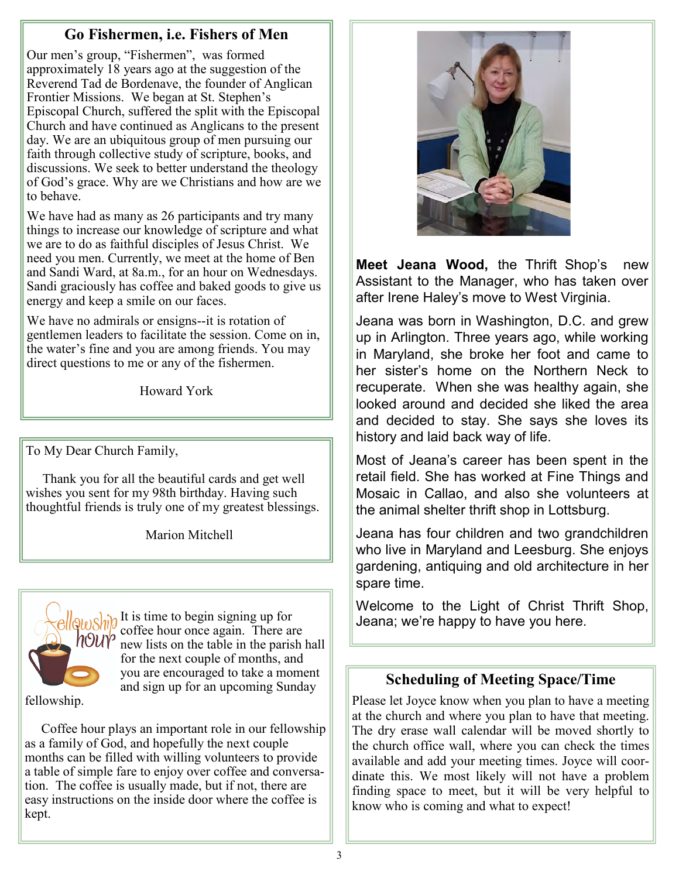## Go Fishermen, i.e. Fishers of Men

Our men's group, "Fishermen", was formed approximately 18 years ago at the suggestion of the Reverend Tad de Bordenave, the founder of Anglican Frontier Missions. We began at St. Stephen's Episcopal Church, suffered the split with the Episcopal Church and have continued as Anglicans to the present day. We are an ubiquitous group of men pursuing our faith through collective study of scripture, books, and discussions. We seek to better understand the theology of God's grace. Why are we Christians and how are we to behave.

We have had as many as 26 participants and try many things to increase our knowledge of scripture and what we are to do as faithful disciples of Jesus Christ. We need you men. Currently, we meet at the home of Ben and Sandi Ward, at 8a.m., for an hour on Wednesdays. Sandi graciously has coffee and baked goods to give us energy and keep a smile on our faces.

We have no admirals or ensigns--it is rotation of gentlemen leaders to facilitate the session. Come on in, the water's fine and you are among friends. You may direct questions to me or any of the fishermen.

Howard York

To My Dear Church Family,

Thank you for all the beautiful cards and get well wishes you sent for my 98th birthday. Having such thoughtful friends is truly one of my greatest blessings.

Marion Mitchell

It is time to begin signing up for coffee hour once again. There are new lists on the table in the parish hall for the next couple of months, and you are encouraged to take a moment and sign up for an upcoming Sunday fellowship.

Coffee hour plays an important role in our fellowship as a family of God, and hopefully the next couple months can be filled with willing volunteers to provide a table of simple fare to enjoy over coffee and conversation. The coffee is usually made, but if not, there are easy instructions on the inside door where the coffee is kept.

**Meet Jeana Wood,** the Thrift Shop's new Assistant to the Manager, who has taken over after Irene Haley's move to West Virginia.

Jeana was born in Washington, D.C. and grew up in Arlington. Three years ago, while working in Maryland, she broke her foot and came to her sister's home on the Northern Neck to recuperate. When she was healthy again, she looked around and decided she liked the area and decided to stay. She says she loves its history and laid back way of life.

Most of Jeana's career has been spent in the retail field. She has worked at Fine Things and Mosaic in Callao, and also she volunteers at the animal shelter thrift shop in Lottsburg.

Jeana has four children and two grandchildren who live in Maryland and Leesburg. She enjoys gardening, antiquing and old architecture in her spare time.

Welcome to the Light of Christ Thrift Shop, Jeana; we're happy to have you here.

## Scheduling of Meeting Space/Time

Please let Joyce know when you plan to have a meeting at the church and where you plan to have that meeting. The dry erase wall calendar will be moved shortly to the church office wall, where you can check the times available and add your meeting times. Joyce will coordinate this. We most likely will not have a problem finding space to meet, but it will be very helpful to know who is coming and what to expect!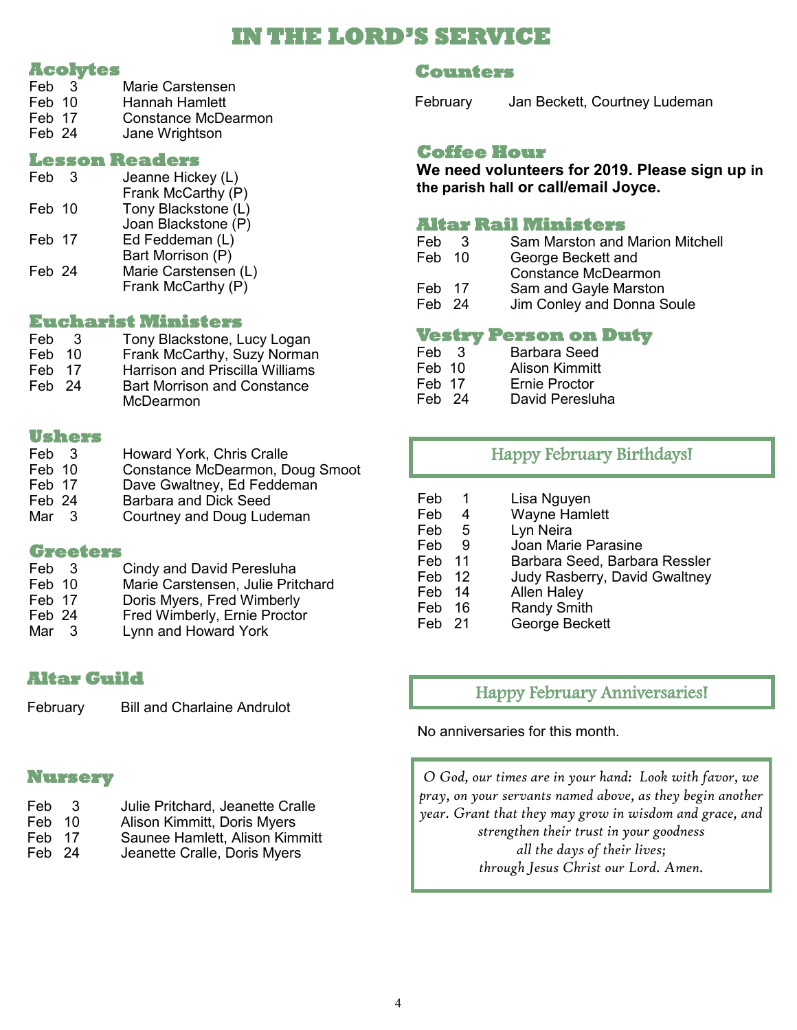# IN THE LORD'S SERVICE

## Acolytes

| | |
|---|---|
| Feb 3 | Marie Carstensen |
| Feb 10 | Hannah Hamlett |
| Feb 17 | Constance McDearmon |
| Feb 24 | Jane Wrightson |

## Lesson Readers

| | |
|---|---|
| Feb 3 | Jeanne Hickey (L)<br>Frank McCarthy (P) |
| Feb 10 | Tony Blackstone (L)<br>Joan Blackstone (P) |
| Feb 17 | Ed Feddeman (L)<br>Bart Morrison (P) |
| Feb 24 | Marie Carstensen (L)<br>Frank McCarthy (P) |

## Eucharist Ministers

| | |
|---|---|
| Feb 3 | Tony Blackstone, Lucy Logan |
| Feb 10 | Frank McCarthy, Suzy Norman |
| Feb 17 | Harrison and Priscilla Williams |
| Feb 24 | Bart Morrison and Constance McDearmon |

## Ushers

| | |
|---|---|
| Feb 3 | Howard York, Chris Cralle |
| Feb 10 | Constance McDearmon, Doug Smoot |
| Feb 17 | Dave Gwaltney, Ed Feddeman |
| Feb 24 | Barbara and Dick Seed |
| Mar 3 | Courtney and Doug Ludeman |

## Greeters

| | |
|---|---|
| Feb 3 | Cindy and David Peresluha |
| Feb 10 | Marie Carstensen, Julie Pritchard |
| Feb 17 | Doris Myers, Fred Wimberly |
| Feb 24 | Fred Wimberly, Ernie Proctor |
| Mar 3 | Lynn and Howard York |

## Altar Guild

February — Bill and Charlaine Andrulot

## Nursery

| | |
|---|---|
| Feb 3 | Julie Pritchard, Jeanette Cralle |
| Feb 10 | Alison Kimmitt, Doris Myers |
| Feb 17 | Saunee Hamlett, Alison Kimmitt |
| Feb 24 | Jeanette Cralle, Doris Myers |

## Counters

February — Jan Beckett, Courtney Ludeman

## Coffee Hour

**We need volunteers for 2019. Please sign up in the parish hall or call/email Joyce.**

## Altar Rail Ministers

| | |
|---|---|
| Feb 3 | Sam Marston and Marion Mitchell |
| Feb 10 | George Beckett and Constance McDearmon |
| Feb 17 | Sam and Gayle Marston |
| Feb 24 | Jim Conley and Donna Soule |

## Vestry Person on Duty

| | |
|---|---|
| Feb 3 | Barbara Seed |
| Feb 10 | Alison Kimmitt |
| Feb 17 | Ernie Proctor |
| Feb 24 | David Peresluha |

## Happy February Birthdays!

| | |
|---|---|
| Feb 1 | Lisa Nguyen |
| Feb 4 | Wayne Hamlett |
| Feb 5 | Lyn Neira |
| Feb 9 | Joan Marie Parasine |
| Feb 11 | Barbara Seed, Barbara Ressler |
| Feb 12 | Judy Rasberry, David Gwaltney |
| Feb 14 | Allen Haley |
| Feb 16 | Randy Smith |
| Feb 21 | George Beckett |

## Happy February Anniversaries!

No anniversaries for this month.

*O God, our times are in your hand: Look with favor, we pray, on your servants named above, as they begin another year. Grant that they may grow in wisdom and grace, and strengthen their trust in your goodness all the days of their lives; through Jesus Christ our Lord. Amen.*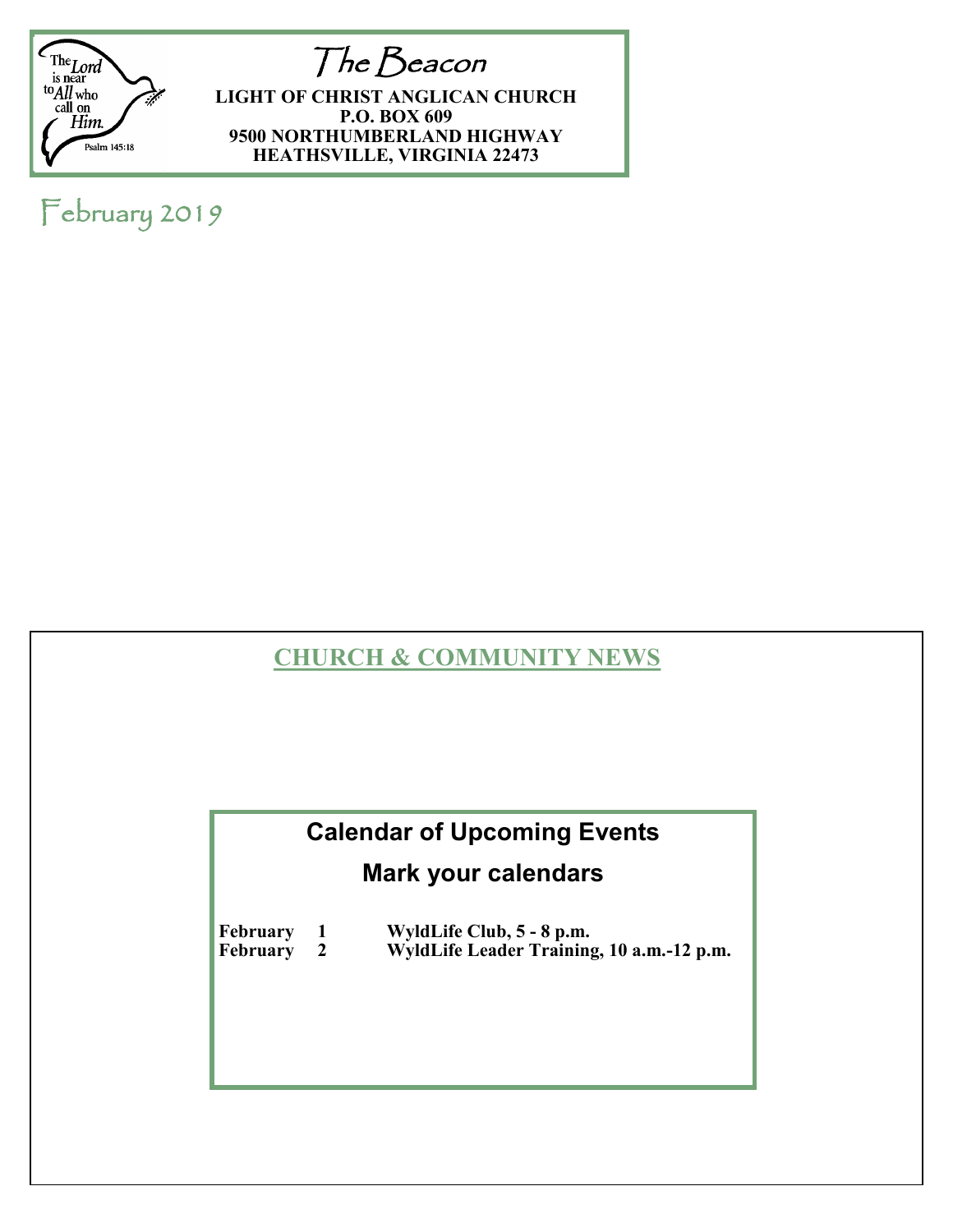The Lord is near to All who call on Him. Psalm 145:18

# The Beacon

**LIGHT OF CHRIST ANGLICAN CHURCH**
**P.O. BOX 609**
**9500 NORTHUMBERLAND HIGHWAY**
**HEATHSVILLE, VIRGINIA 22473**

February 2019

## CHURCH & COMMUNITY NEWS

### Calendar of Upcoming Events

### Mark your calendars

| | | |
|---|---|---|
| **February** | **1** | **WyldLife Club, 5 - 8 p.m.** |
| **February** | **2** | **WyldLife Leader Training, 10 a.m.-12 p.m.** |